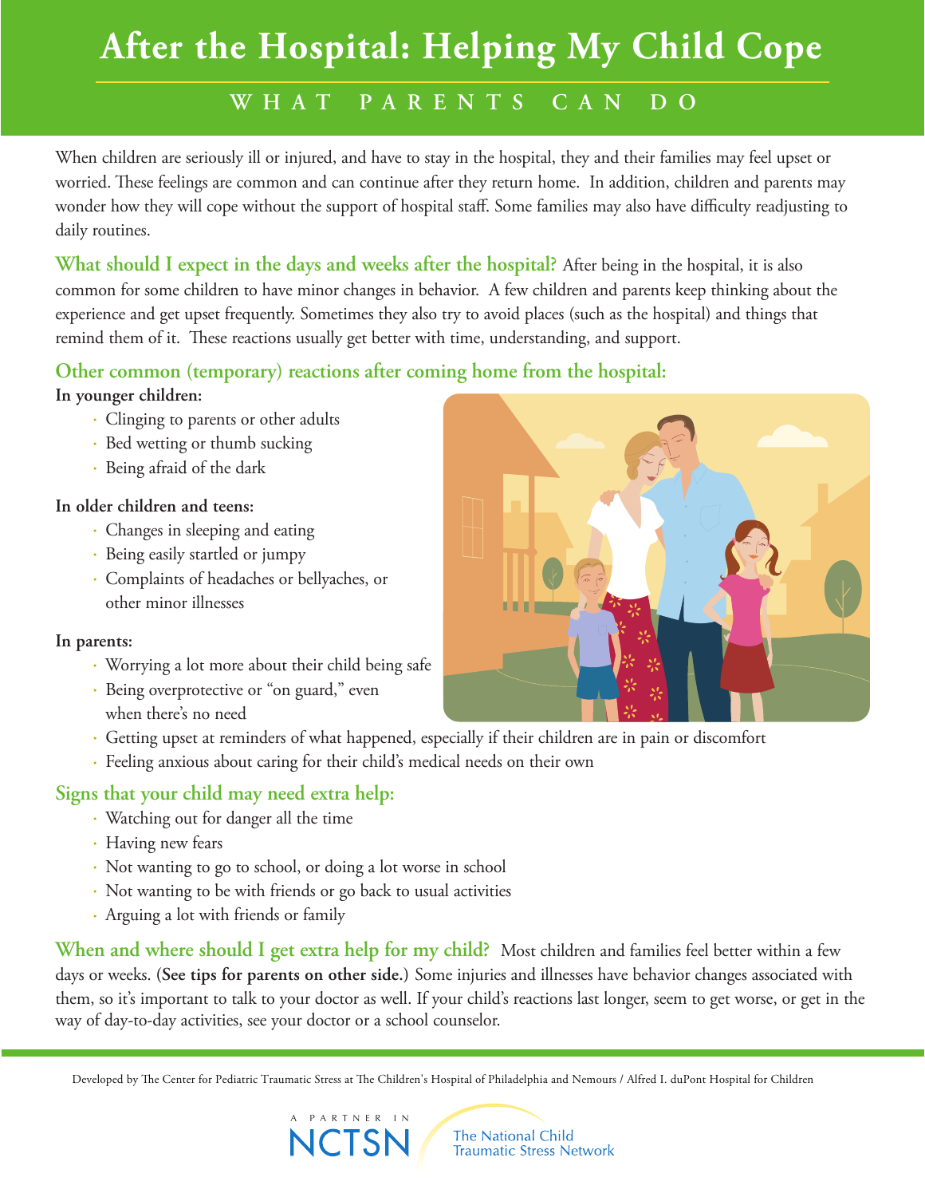# After the Hospital: Helping My Child Cope

## WHAT PARENTS CAN DO

When children are seriously ill or injured, and have to stay in the hospital, they and their families may feel upset or worried. These feelings are common and can continue after they return home. In addition, children and parents may wonder how they will cope without the support of hospital staff. Some families may also have difficulty readjusting to daily routines.

**What should I expect in the days and weeks after the hospital?** After being in the hospital, it is also common for some children to have minor changes in behavior. A few children and parents keep thinking about the experience and get upset frequently. Sometimes they also try to avoid places (such as the hospital) and things that remind them of it. These reactions usually get better with time, understanding, and support.

### Other common (temporary) reactions after coming home from the hospital:

**In younger children:**

- Clinging to parents or other adults
- Bed wetting or thumb sucking
- Being afraid of the dark

**In older children and teens:**

- Changes in sleeping and eating
- Being easily startled or jumpy
- Complaints of headaches or bellyaches, or other minor illnesses

**In parents:**

- Worrying a lot more about their child being safe
- Being overprotective or "on guard," even when there's no need
- Getting upset at reminders of what happened, especially if their children are in pain or discomfort
- Feeling anxious about caring for their child's medical needs on their own

### Signs that your child may need extra help:

- Watching out for danger all the time
- Having new fears
- Not wanting to go to school, or doing a lot worse in school
- Not wanting to be with friends or go back to usual activities
- Arguing a lot with friends or family

**When and where should I get extra help for my child?** Most children and families feel better within a few days or weeks. (**See tips for parents on other side.**) Some injuries and illnesses have behavior changes associated with them, so it's important to talk to your doctor as well. If your child's reactions last longer, seem to get worse, or get in the way of day-to-day activities, see your doctor or a school counselor.

Developed by The Center for Pediatric Traumatic Stress at The Children's Hospital of Philadelphia and Nemours / Alfred I. duPont Hospital for Children

A PARTNER IN NCTSN The National Child Traumatic Stress Network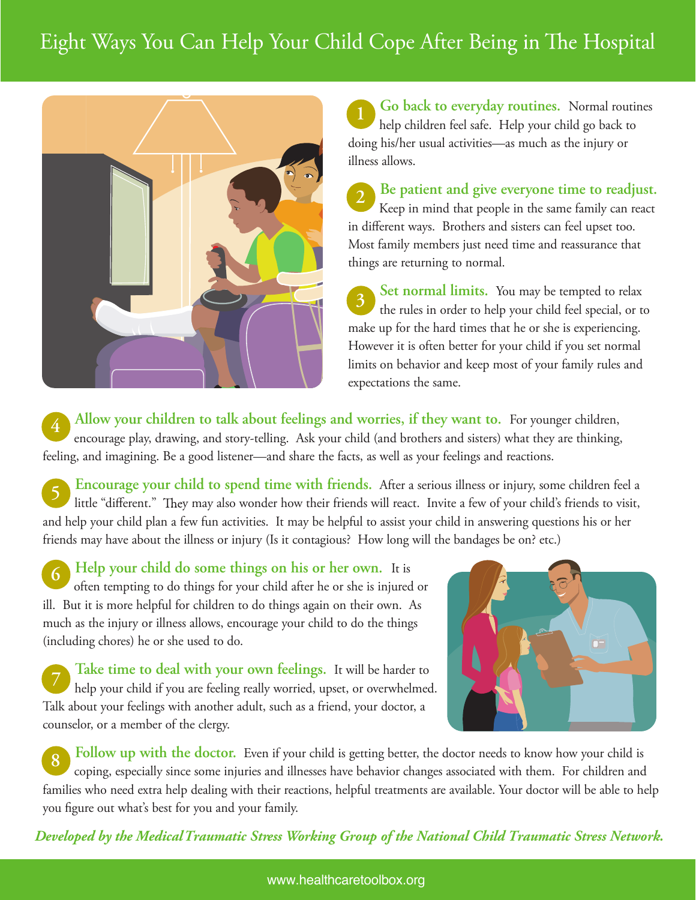# Eight Ways You Can Help Your Child Cope After Being in The Hospital

1. **Go back to everyday routines.** Normal routines help children feel safe. Help your child go back to doing his/her usual activities—as much as the injury or illness allows.

2. **Be patient and give everyone time to readjust.** Keep in mind that people in the same family can react in different ways. Brothers and sisters can feel upset too. Most family members just need time and reassurance that things are returning to normal.

3. **Set normal limits.** You may be tempted to relax the rules in order to help your child feel special, or to make up for the hard times that he or she is experiencing. However it is often better for your child if you set normal limits on behavior and keep most of your family rules and expectations the same.

4. **Allow your children to talk about feelings and worries, if they want to.** For younger children, encourage play, drawing, and story-telling. Ask your child (and brothers and sisters) what they are thinking, feeling, and imagining. Be a good listener—and share the facts, as well as your feelings and reactions.

5. **Encourage your child to spend time with friends.** After a serious illness or injury, some children feel a little "different." They may also wonder how their friends will react. Invite a few of your child's friends to visit, and help your child plan a few fun activities. It may be helpful to assist your child in answering questions his or her friends may have about the illness or injury (Is it contagious? How long will the bandages be on? etc.)

6. **Help your child do some things on his or her own.** It is often tempting to do things for your child after he or she is injured or ill. But it is more helpful for children to do things again on their own. As much as the injury or illness allows, encourage your child to do the things (including chores) he or she used to do.

7. **Take time to deal with your own feelings.** It will be harder to help your child if you are feeling really worried, upset, or overwhelmed. Talk about your feelings with another adult, such as a friend, your doctor, a counselor, or a member of the clergy.

8. **Follow up with the doctor.** Even if your child is getting better, the doctor needs to know how your child is coping, especially since some injuries and illnesses have behavior changes associated with them. For children and families who need extra help dealing with their reactions, helpful treatments are available. Your doctor will be able to help you figure out what's best for you and your family.

***Developed by the Medical Traumatic Stress Working Group of the National Child Traumatic Stress Network.***

www.healthcaretoolbox.org